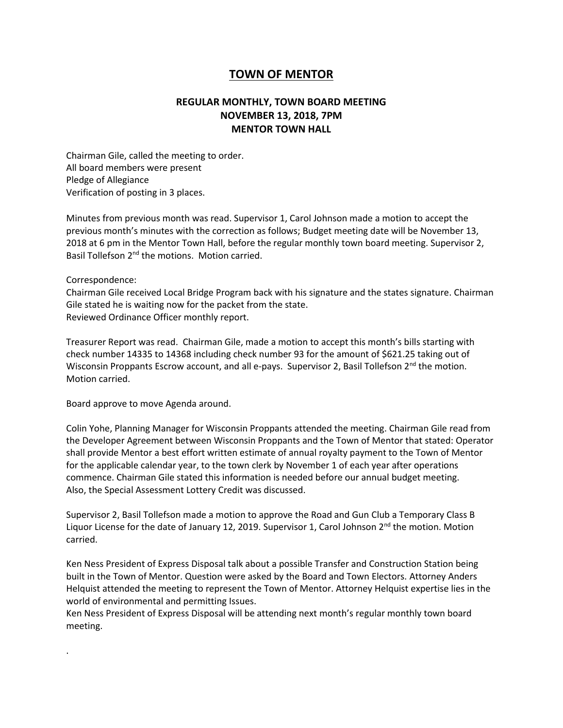# TOWN OF MENTOR

## REGULAR MONTHLY, TOWN BOARD MEETING
## NOVEMBER 13, 2018, 7PM
## MENTOR TOWN HALL

Chairman Gile, called the meeting to order.
All board members were present
Pledge of Allegiance
Verification of posting in 3 places.

Minutes from previous month was read. Supervisor 1, Carol Johnson made a motion to accept the previous month's minutes with the correction as follows; Budget meeting date will be November 13, 2018 at 6 pm in the Mentor Town Hall, before the regular monthly town board meeting. Supervisor 2, Basil Tollefson 2nd the motions. Motion carried.

Correspondence:
Chairman Gile received Local Bridge Program back with his signature and the states signature. Chairman Gile stated he is waiting now for the packet from the state.
Reviewed Ordinance Officer monthly report.

Treasurer Report was read. Chairman Gile, made a motion to accept this month's bills starting with check number 14335 to 14368 including check number 93 for the amount of $621.25 taking out of Wisconsin Proppants Escrow account, and all e-pays. Supervisor 2, Basil Tollefson 2nd the motion. Motion carried.

Board approve to move Agenda around.

Colin Yohe, Planning Manager for Wisconsin Proppants attended the meeting. Chairman Gile read from the Developer Agreement between Wisconsin Proppants and the Town of Mentor that stated: Operator shall provide Mentor a best effort written estimate of annual royalty payment to the Town of Mentor for the applicable calendar year, to the town clerk by November 1 of each year after operations commence. Chairman Gile stated this information is needed before our annual budget meeting.
Also, the Special Assessment Lottery Credit was discussed.

Supervisor 2, Basil Tollefson made a motion to approve the Road and Gun Club a Temporary Class B Liquor License for the date of January 12, 2019. Supervisor 1, Carol Johnson 2nd the motion. Motion carried.

Ken Ness President of Express Disposal talk about a possible Transfer and Construction Station being built in the Town of Mentor. Question were asked by the Board and Town Electors. Attorney Anders Helquist attended the meeting to represent the Town of Mentor. Attorney Helquist expertise lies in the world of environmental and permitting Issues.
Ken Ness President of Express Disposal will be attending next month's regular monthly town board meeting.

.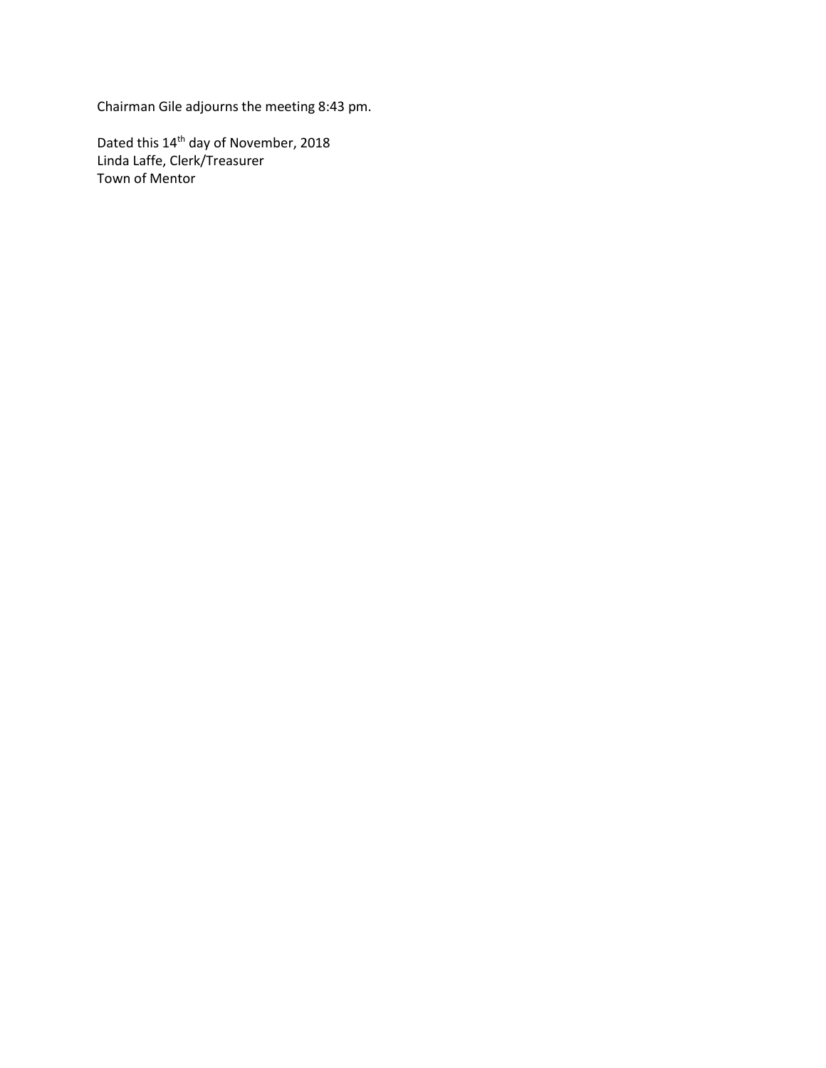Chairman Gile adjourns the meeting 8:43 pm.

Dated this 14th day of November, 2018
Linda Laffe, Clerk/Treasurer
Town of Mentor